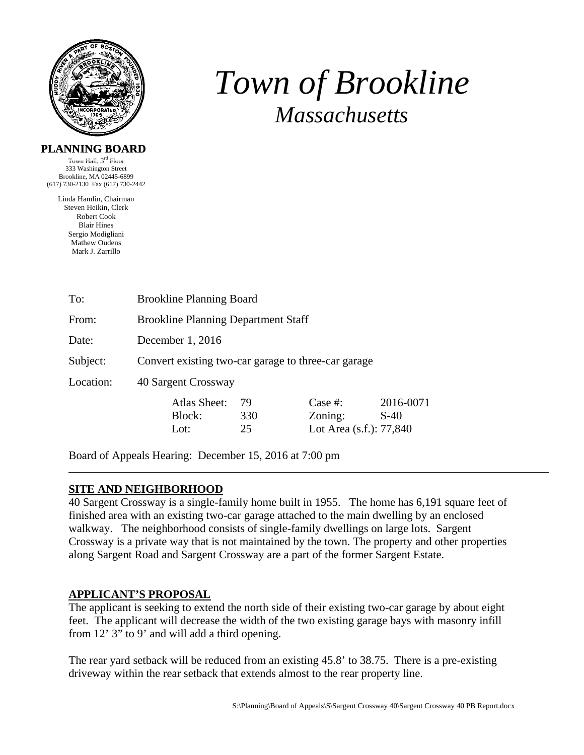# *Town of Brookline*

## *Massachusetts*

**PLANNING BOARD**

Town Hall, 3rd Floor
333 Washington Street
Brookline, MA 02445-6899
(617) 730-2130 Fax (617) 730-2442

Linda Hamlin, Chairman
Steven Heikin, Clerk
Robert Cook
Blair Hines
Sergio Modigliani
Mathew Oudens
Mark J. Zarrillo

| | |
|---|---|
| To: | Brookline Planning Board |
| From: | Brookline Planning Department Staff |
| Date: | December 1, 2016 |
| Subject: | Convert existing two-car garage to three-car garage |
| Location: | 40 Sargent Crossway |

| | | | |
|---|---|---|---|
| Atlas Sheet: | 79 | Case #: | 2016-0071 |
| Block: | 330 | Zoning: | S-40 |
| Lot: | 25 | Lot Area (s.f.): | 77,840 |

Board of Appeals Hearing: December 15, 2016 at 7:00 pm

---

**SITE AND NEIGHBORHOOD**

40 Sargent Crossway is a single-family home built in 1955. The home has 6,191 square feet of finished area with an existing two-car garage attached to the main dwelling by an enclosed walkway. The neighborhood consists of single-family dwellings on large lots. Sargent Crossway is a private way that is not maintained by the town. The property and other properties along Sargent Road and Sargent Crossway are a part of the former Sargent Estate.

**APPLICANT'S PROPOSAL**

The applicant is seeking to extend the north side of their existing two-car garage by about eight feet. The applicant will decrease the width of the two existing garage bays with masonry infill from 12' 3" to 9' and will add a third opening.

The rear yard setback will be reduced from an existing 45.8' to 38.75. There is a pre-existing driveway within the rear setback that extends almost to the rear property line.

S:\Planning\Board of Appeals\S\Sargent Crossway 40\Sargent Crossway 40 PB Report.docx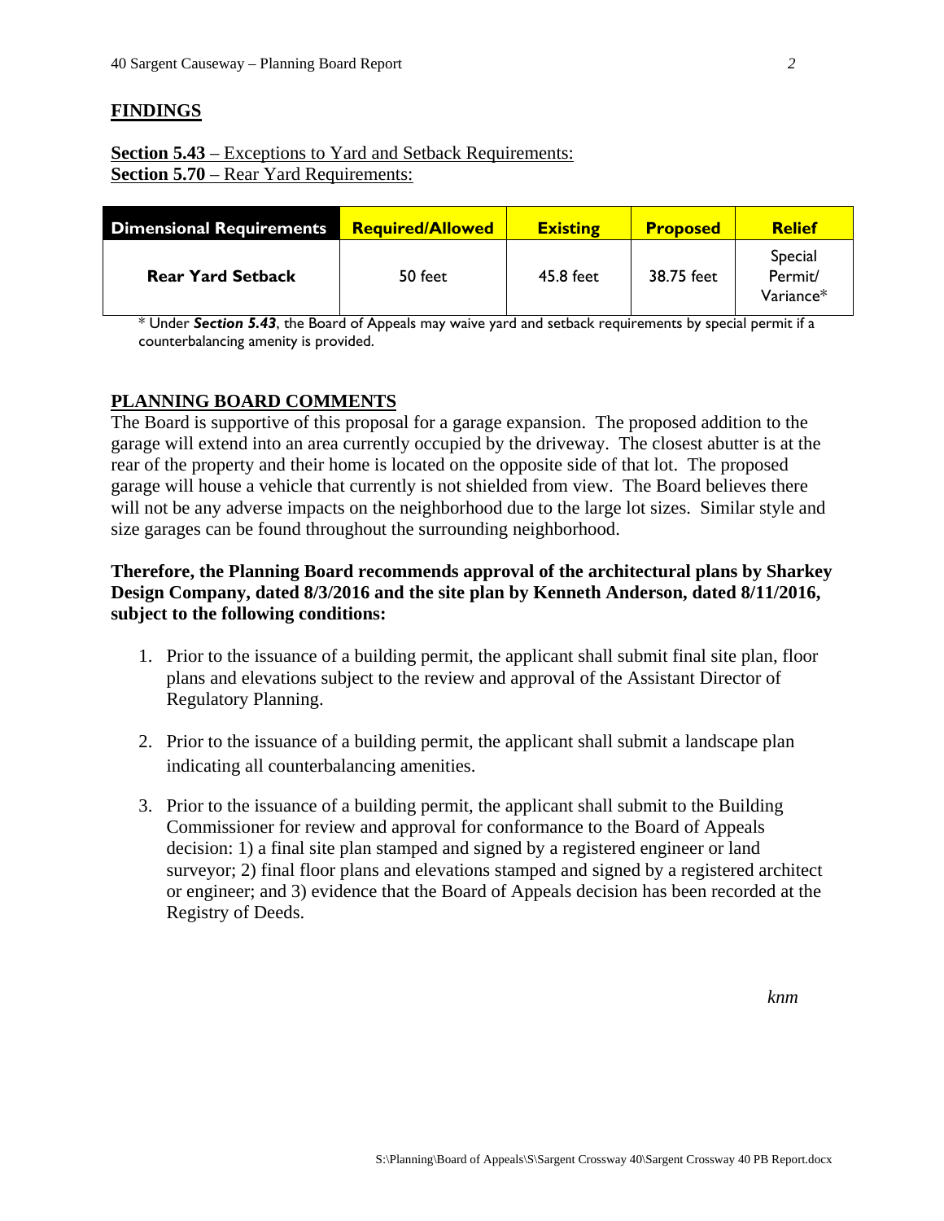## FINDINGS

**Section 5.43** – Exceptions to Yard and Setback Requirements:
**Section 5.70** – Rear Yard Requirements:

| Dimensional Requirements | Required/Allowed | Existing | Proposed | Relief |
|---|---|---|---|---|
| **Rear Yard Setback** | 50 feet | 45.8 feet | 38.75 feet | Special Permit/ Variance* |

* Under ***Section 5.43***, the Board of Appeals may waive yard and setback requirements by special permit if a counterbalancing amenity is provided.

## PLANNING BOARD COMMENTS

The Board is supportive of this proposal for a garage expansion. The proposed addition to the garage will extend into an area currently occupied by the driveway. The closest abutter is at the rear of the property and their home is located on the opposite side of that lot. The proposed garage will house a vehicle that currently is not shielded from view. The Board believes there will not be any adverse impacts on the neighborhood due to the large lot sizes. Similar style and size garages can be found throughout the surrounding neighborhood.

**Therefore, the Planning Board recommends approval of the architectural plans by Sharkey Design Company, dated 8/3/2016 and the site plan by Kenneth Anderson, dated 8/11/2016, subject to the following conditions:**

1. Prior to the issuance of a building permit, the applicant shall submit final site plan, floor plans and elevations subject to the review and approval of the Assistant Director of Regulatory Planning.

2. Prior to the issuance of a building permit, the applicant shall submit a landscape plan indicating all counterbalancing amenities.

3. Prior to the issuance of a building permit, the applicant shall submit to the Building Commissioner for review and approval for conformance to the Board of Appeals decision: 1) a final site plan stamped and signed by a registered engineer or land surveyor; 2) final floor plans and elevations stamped and signed by a registered architect or engineer; and 3) evidence that the Board of Appeals decision has been recorded at the Registry of Deeds.

*knm*